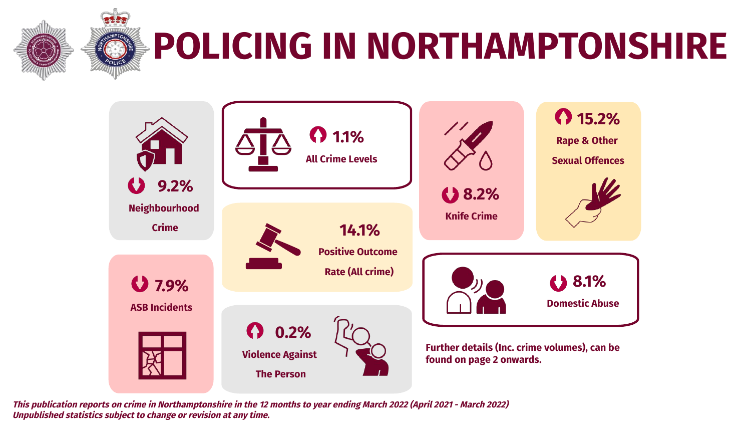# POLICING IN NORTHAMPTONSHIRE

- ↓ 9.2% Neighbourhood Crime
- ↑ 1.1% All Crime Levels
- ↓ 8.2% Knife Crime
- ↑ 15.2% Rape & Other Sexual Offences
- 14.1% Positive Outcome Rate (All crime)
- ↓ 7.9% ASB Incidents
- ↑ 0.2% Violence Against The Person
- ↓ 8.1% Domestic Abuse

**Further details (Inc. crime volumes), can be found on page 2 onwards.**

***This publication reports on crime in Northamptonshire in the 12 months to year ending March 2022 (April 2021 - March 2022)***
***Unpublished statistics subject to change or revision at any time.***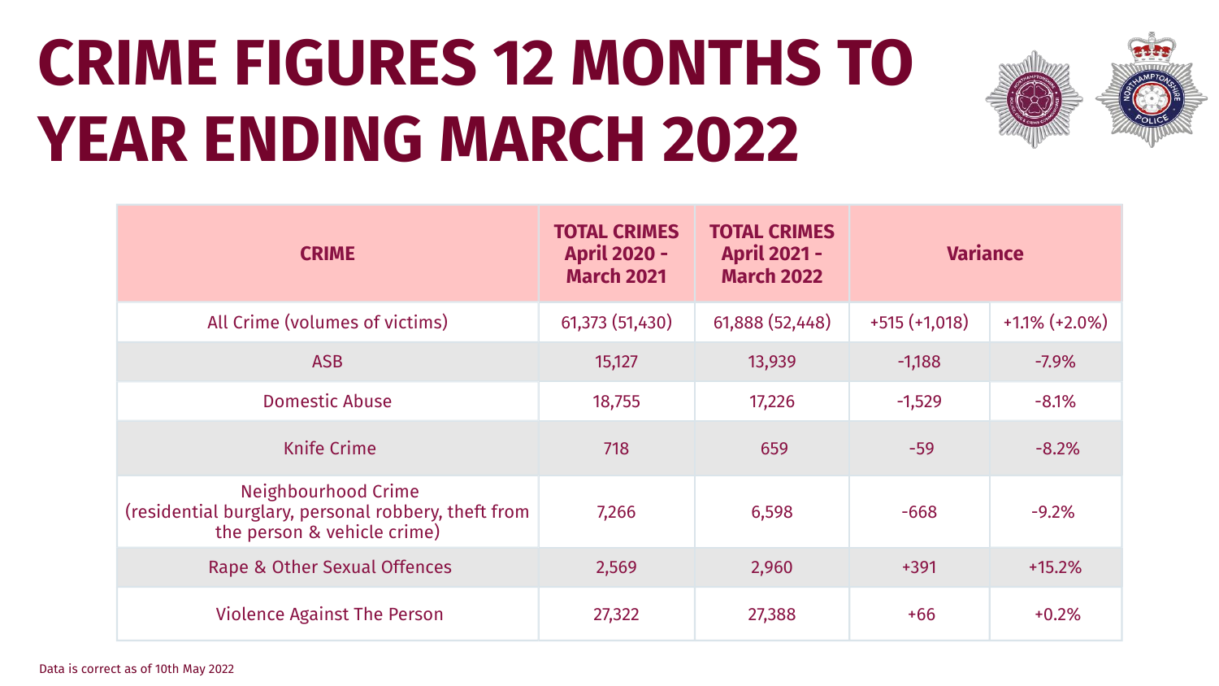# CRIME FIGURES 12 MONTHS TO YEAR ENDING MARCH 2022

| CRIME | TOTAL CRIMES April 2020 - March 2021 | TOTAL CRIMES April 2021 - March 2022 | Variance | |
|---|---|---|---|---|
| All Crime (volumes of victims) | 61,373 (51,430) | 61,888 (52,448) | +515 (+1,018) | +1.1% (+2.0%) |
| ASB | 15,127 | 13,939 | -1,188 | -7.9% |
| Domestic Abuse | 18,755 | 17,226 | -1,529 | -8.1% |
| Knife Crime | 718 | 659 | -59 | -8.2% |
| Neighbourhood Crime (residential burglary, personal robbery, theft from the person & vehicle crime) | 7,266 | 6,598 | -668 | -9.2% |
| Rape & Other Sexual Offences | 2,569 | 2,960 | +391 | +15.2% |
| Violence Against The Person | 27,322 | 27,388 | +66 | +0.2% |

Data is correct as of 10th May 2022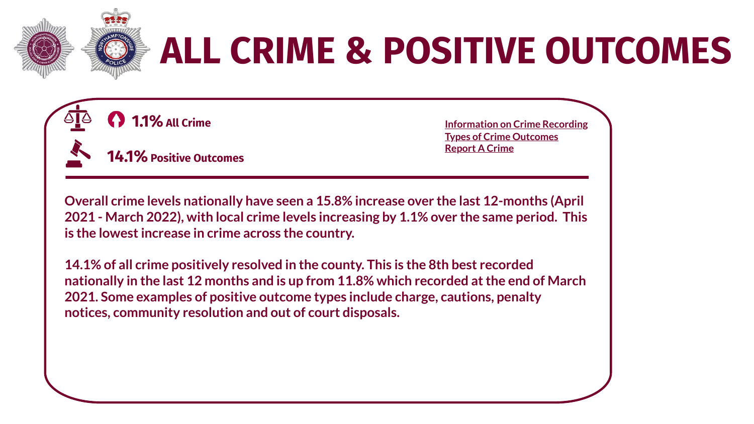# ALL CRIME & POSITIVE OUTCOMES

**1.1% All Crime**

**14.1% Positive Outcomes**

[Information on Crime Recording](#)
[Types of Crime Outcomes](#)
[Report A Crime](#)

---

**Overall crime levels nationally have seen a 15.8% increase over the last 12-months (April 2021 - March 2022), with local crime levels increasing by 1.1% over the same period. This is the lowest increase in crime across the country.**

**14.1% of all crime positively resolved in the county. This is the 8th best recorded nationally in the last 12 months and is up from 11.8% which recorded at the end of March 2021. Some examples of positive outcome types include charge, cautions, penalty notices, community resolution and out of court disposals.**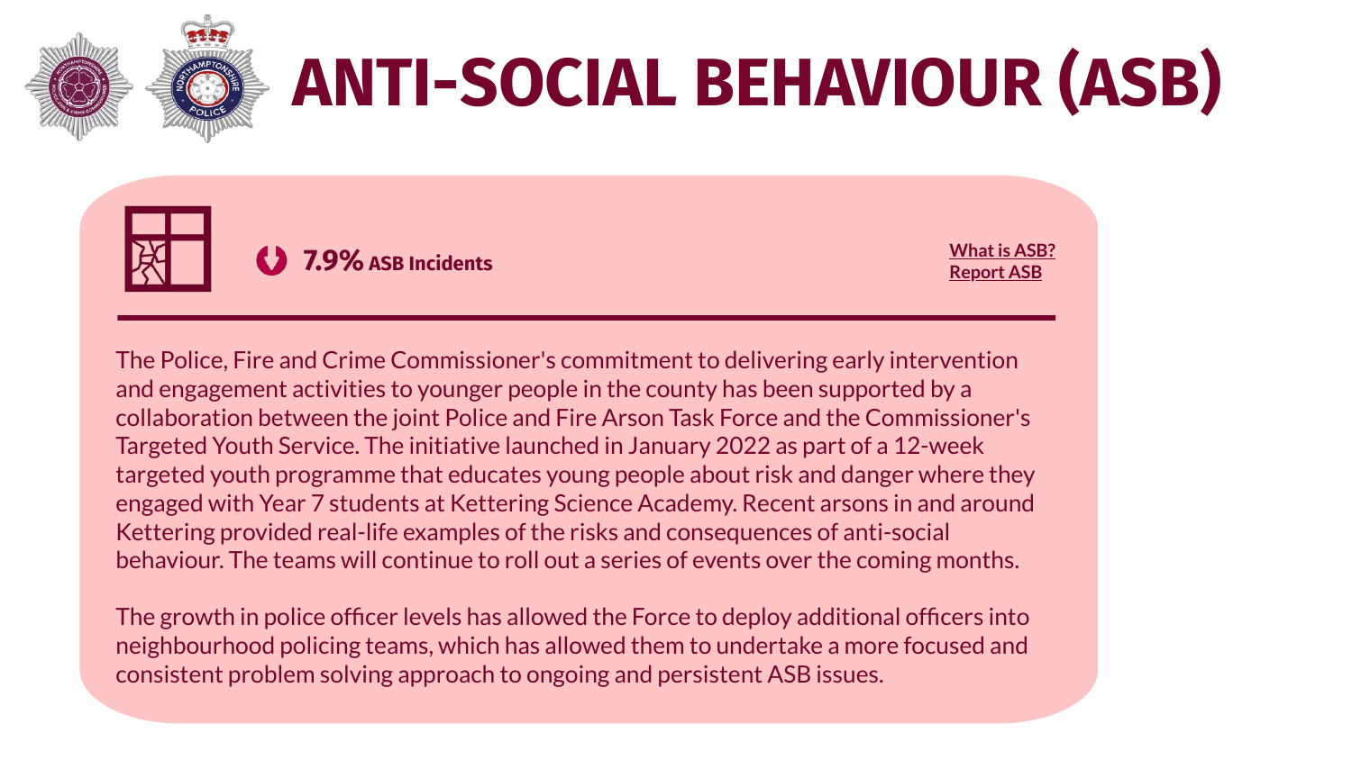# ANTI-SOCIAL BEHAVIOUR (ASB)

**7.9%** ASB Incidents

What is ASB?
Report ASB

The Police, Fire and Crime Commissioner's commitment to delivering early intervention and engagement activities to younger people in the county has been supported by a collaboration between the joint Police and Fire Arson Task Force and the Commissioner's Targeted Youth Service. The initiative launched in January 2022 as part of a 12-week targeted youth programme that educates young people about risk and danger where they engaged with Year 7 students at Kettering Science Academy. Recent arsons in and around Kettering provided real-life examples of the risks and consequences of anti-social behaviour. The teams will continue to roll out a series of events over the coming months.

The growth in police officer levels has allowed the Force to deploy additional officers into neighbourhood policing teams, which has allowed them to undertake a more focused and consistent problem solving approach to ongoing and persistent ASB issues.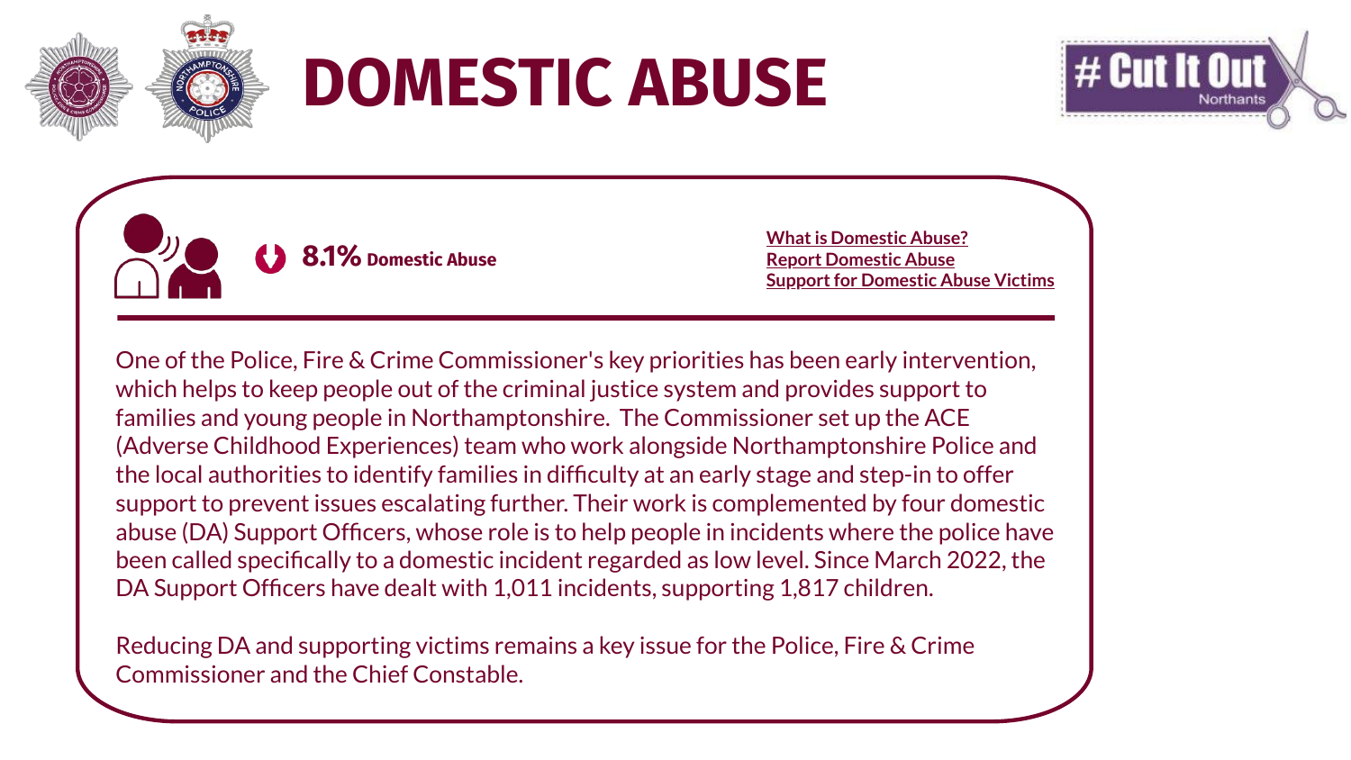# DOMESTIC ABUSE

# Cut It Out Northants

**8.1% Domestic Abuse**

**What is Domestic Abuse?**
**Report Domestic Abuse**
**Support for Domestic Abuse Victims**

One of the Police, Fire & Crime Commissioner's key priorities has been early intervention, which helps to keep people out of the criminal justice system and provides support to families and young people in Northamptonshire. The Commissioner set up the ACE (Adverse Childhood Experiences) team who work alongside Northamptonshire Police and the local authorities to identify families in difficulty at an early stage and step-in to offer support to prevent issues escalating further. Their work is complemented by four domestic abuse (DA) Support Officers, whose role is to help people in incidents where the police have been called specifically to a domestic incident regarded as low level. Since March 2022, the DA Support Officers have dealt with 1,011 incidents, supporting 1,817 children.

Reducing DA and supporting victims remains a key issue for the Police, Fire & Crime Commissioner and the Chief Constable.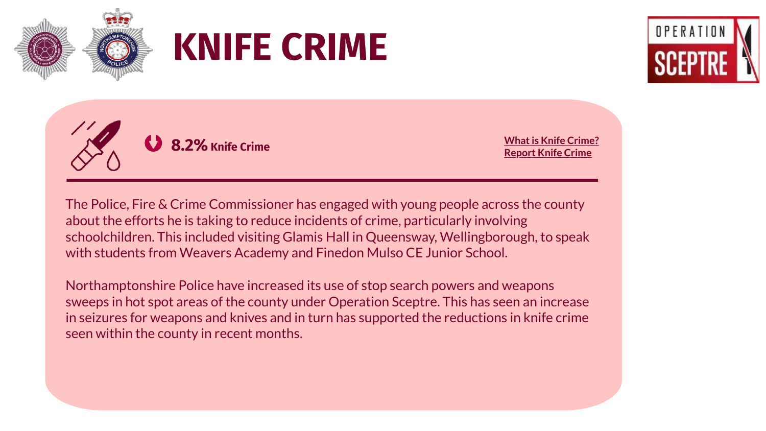# KNIFE CRIME

**8.2% Knife Crime**

**What is Knife Crime?**
**Report Knife Crime**

The Police, Fire & Crime Commissioner has engaged with young people across the county about the efforts he is taking to reduce incidents of crime, particularly involving schoolchildren. This included visiting Glamis Hall in Queensway, Wellingborough, to speak with students from Weavers Academy and Finedon Mulso CE Junior School.

Northamptonshire Police have increased its use of stop search powers and weapons sweeps in hot spot areas of the county under Operation Sceptre. This has seen an increase in seizures for weapons and knives and in turn has supported the reductions in knife crime seen within the county in recent months.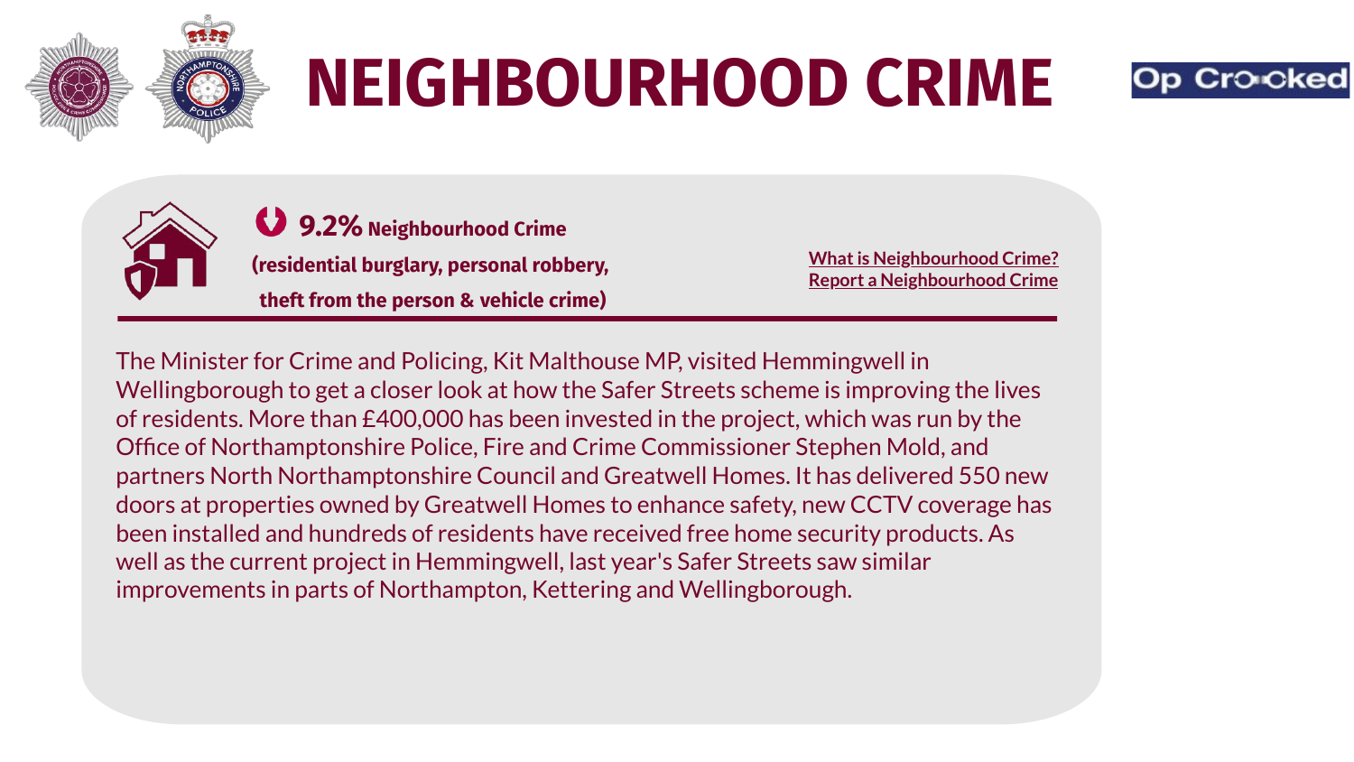# NEIGHBOURHOOD CRIME

Op Crooked

**9.2% Neighbourhood Crime**

**(residential burglary, personal robbery, theft from the person & vehicle crime)**

[What is Neighbourhood Crime?]
[Report a Neighbourhood Crime]

The Minister for Crime and Policing, Kit Malthouse MP, visited Hemmingwell in Wellingborough to get a closer look at how the Safer Streets scheme is improving the lives of residents. More than £400,000 has been invested in the project, which was run by the Office of Northamptonshire Police, Fire and Crime Commissioner Stephen Mold, and partners North Northamptonshire Council and Greatwell Homes. It has delivered 550 new doors at properties owned by Greatwell Homes to enhance safety, new CCTV coverage has been installed and hundreds of residents have received free home security products. As well as the current project in Hemmingwell, last year's Safer Streets saw similar improvements in parts of Northampton, Kettering and Wellingborough.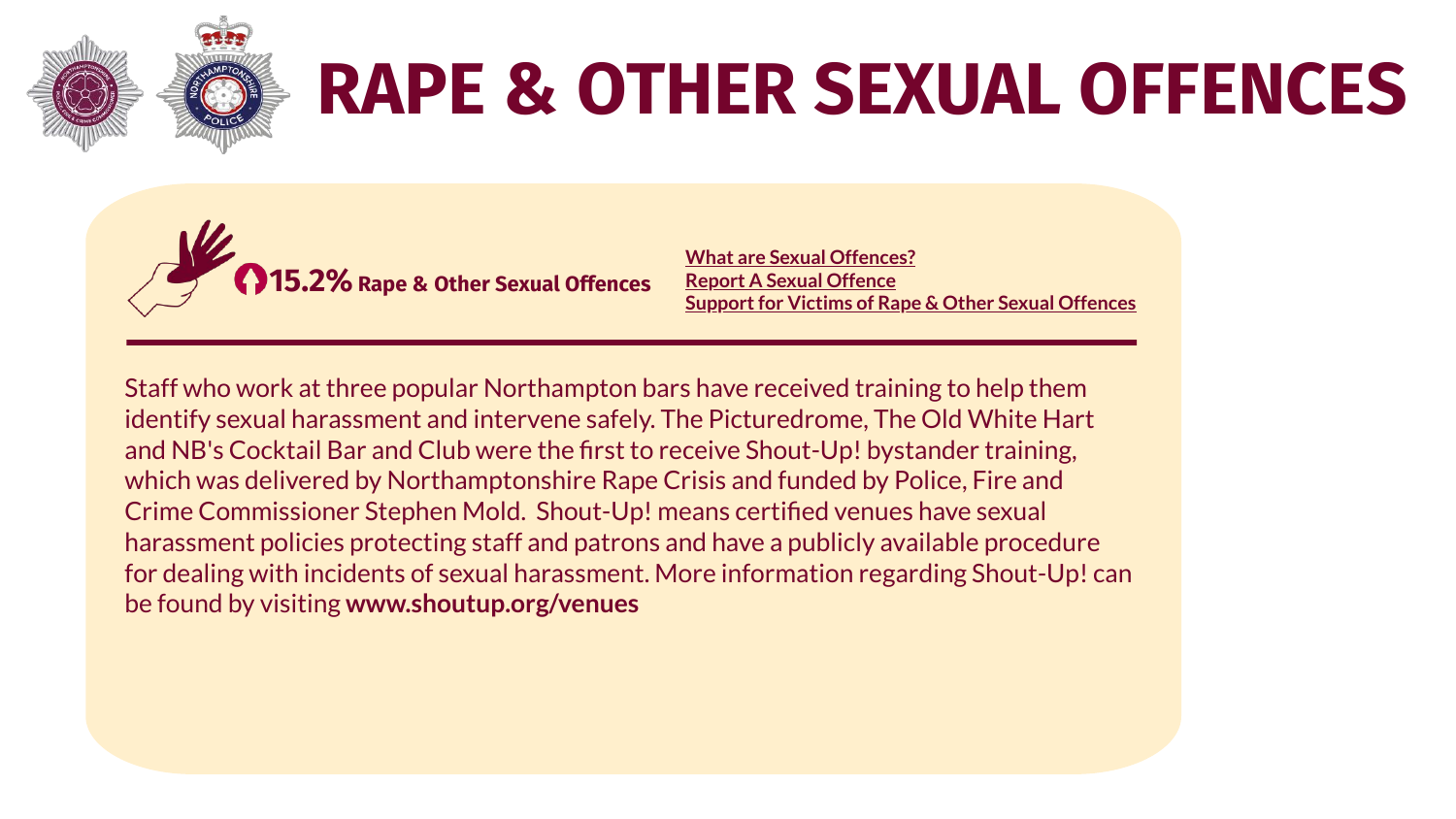# RAPE & OTHER SEXUAL OFFENCES

**15.2% Rape & Other Sexual Offences**

**What are Sexual Offences?**
**Report A Sexual Offence**
**Support for Victims of Rape & Other Sexual Offences**

---

Staff who work at three popular Northampton bars have received training to help them identify sexual harassment and intervene safely. The Picturedrome, The Old White Hart and NB's Cocktail Bar and Club were the first to receive Shout-Up! bystander training, which was delivered by Northamptonshire Rape Crisis and funded by Police, Fire and Crime Commissioner Stephen Mold. Shout-Up! means certified venues have sexual harassment policies protecting staff and patrons and have a publicly available procedure for dealing with incidents of sexual harassment. More information regarding Shout-Up! can be found by visiting **www.shoutup.org/venues**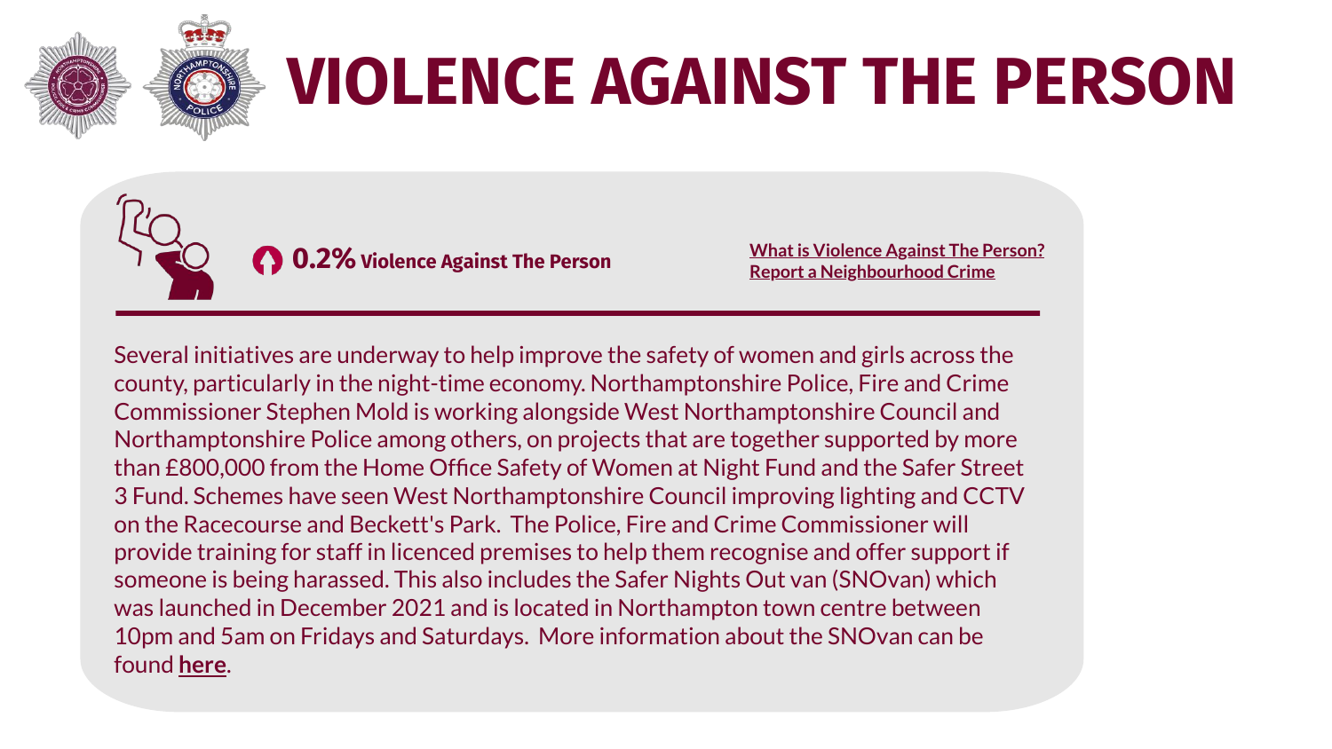# VIOLENCE AGAINST THE PERSON

**0.2% Violence Against The Person**

**What is Violence Against The Person?**
**Report a Neighbourhood Crime**

Several initiatives are underway to help improve the safety of women and girls across the county, particularly in the night-time economy. Northamptonshire Police, Fire and Crime Commissioner Stephen Mold is working alongside West Northamptonshire Council and Northamptonshire Police among others, on projects that are together supported by more than £800,000 from the Home Office Safety of Women at Night Fund and the Safer Street 3 Fund. Schemes have seen West Northamptonshire Council improving lighting and CCTV on the Racecourse and Beckett's Park. The Police, Fire and Crime Commissioner will provide training for staff in licenced premises to help them recognise and offer support if someone is being harassed. This also includes the Safer Nights Out van (SNOvan) which was launched in December 2021 and is located in Northampton town centre between 10pm and 5am on Fridays and Saturdays. More information about the SNOvan can be found **here**.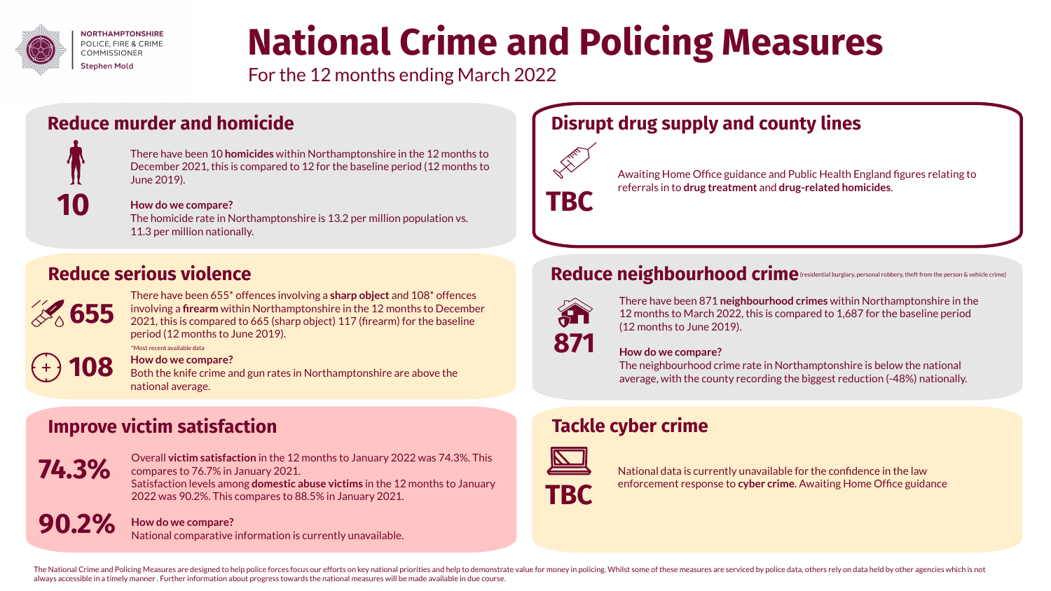NORTHAMPTONSHIRE
POLICE, FIRE & CRIME
COMMISSIONER
Stephen Mold

# National Crime and Policing Measures

For the 12 months ending March 2022

## Reduce murder and homicide

**10**

There have been 10 **homicides** within Northamptonshire in the 12 months to December 2021, this is compared to 12 for the baseline period (12 months to June 2019).

**How do we compare?**
The homicide rate in Northamptonshire is 13.2 per million population vs. 11.3 per million nationally.

## Reduce serious violence

**655**

**108**

There have been 655* offences involving a **sharp object** and 108* offences involving a **firearm** within Northamptonshire in the 12 months to December 2021, this is compared to 665 (sharp object) 117 (firearm) for the baseline period (12 months to June 2019).

*Most recent available data

**How do we compare?**
Both the knife crime and gun rates in Northamptonshire are above the national average.

## Improve victim satisfaction

**74.3%**

**90.2%**

Overall **victim satisfaction** in the 12 months to January 2022 was 74.3%. This compares to 76.7% in January 2021.
Satisfaction levels among **domestic abuse victims** in the 12 months to January 2022 was 90.2%. This compares to 88.5% in January 2021.

**How do we compare?**
National comparative information is currently unavailable.

## Disrupt drug supply and county lines

**TBC**

Awaiting Home Office guidance and Public Health England figures relating to referrals in to **drug treatment** and **drug-related homicides**.

## Reduce neighbourhood crime (residential burglary, personal robbery, theft from the person & vehicle crime)

**871**

There have been 871 **neighbourhood crimes** within Northamptonshire in the 12 months to March 2022, this is compared to 1,687 for the baseline period (12 months to June 2019).

**How do we compare?**
The neighbourhood crime rate in Northamptonshire is below the national average, with the county recording the biggest reduction (-48%) nationally.

## Tackle cyber crime

**TBC**

National data is currently unavailable for the confidence in the law enforcement response to **cyber crime**. Awaiting Home Office guidance

The National Crime and Policing Measures are designed to help police forces focus our efforts on key national priorities and help to demonstrate value for money in policing. Whilst some of these measures are serviced by police data, others rely on data held by other agencies which is not always accessible in a timely manner . Further information about progress towards the national measures will be made available in due course.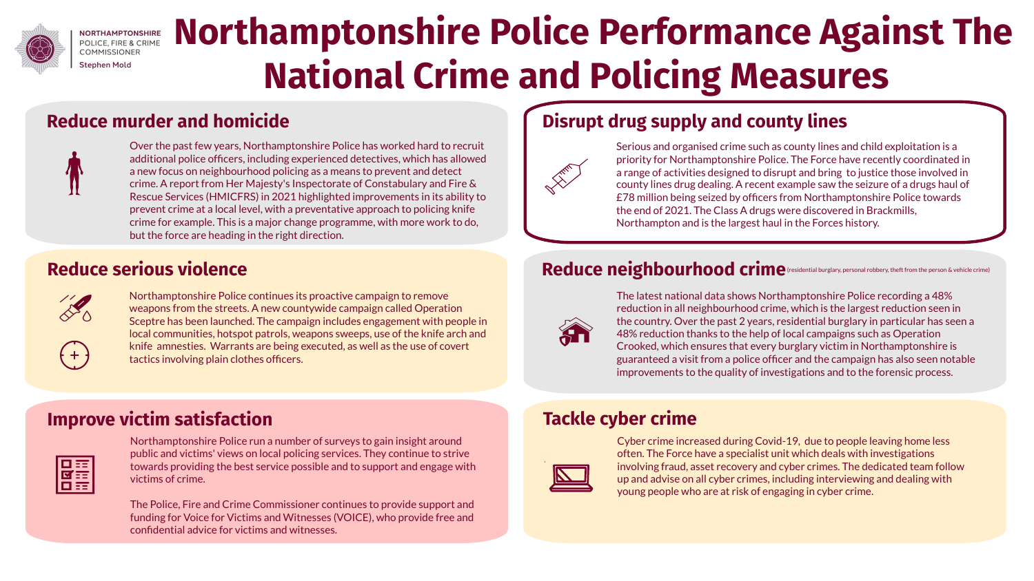NORTHAMPTONSHIRE POLICE, FIRE & CRIME COMMISSIONER
Stephen Mold

# Northamptonshire Police Performance Against The National Crime and Policing Measures

## Reduce murder and homicide

Over the past few years, Northamptonshire Police has worked hard to recruit additional police officers, including experienced detectives, which has allowed a new focus on neighbourhood policing as a means to prevent and detect crime. A report from Her Majesty's Inspectorate of Constabulary and Fire & Rescue Services (HMICFRS) in 2021 highlighted improvements in its ability to prevent crime at a local level, with a preventative approach to policing knife crime for example. This is a major change programme, with more work to do, but the force are heading in the right direction.

## Reduce serious violence

Northamptonshire Police continues its proactive campaign to remove weapons from the streets. A new countywide campaign called Operation Sceptre has been launched. The campaign includes engagement with people in local communities, hotspot patrols, weapons sweeps, use of the knife arch and knife amnesties. Warrants are being executed, as well as the use of covert tactics involving plain clothes officers.

## Improve victim satisfaction

Northamptonshire Police run a number of surveys to gain insight around public and victims' views on local policing services. They continue to strive towards providing the best service possible and to support and engage with victims of crime.

The Police, Fire and Crime Commissioner continues to provide support and funding for Voice for Victims and Witnesses (VOICE), who provide free and confidential advice for victims and witnesses.

## Disrupt drug supply and county lines

Serious and organised crime such as county lines and child exploitation is a priority for Northamptonshire Police. The Force have recently coordinated in a range of activities designed to disrupt and bring to justice those involved in county lines drug dealing. A recent example saw the seizure of a drugs haul of £78 million being seized by officers from Northamptonshire Police towards the end of 2021. The Class A drugs were discovered in Brackmills, Northampton and is the largest haul in the Forces history.

## Reduce neighbourhood crime (residential burglary, personal robbery, theft from the person & vehicle crime)

The latest national data shows Northamptonshire Police recording a 48% reduction in all neighbourhood crime, which is the largest reduction seen in the country. Over the past 2 years, residential burglary in particular has seen a 48% reduction thanks to the help of local campaigns such as Operation Crooked, which ensures that every burglary victim in Northamptonshire is guaranteed a visit from a police officer and the campaign has also seen notable improvements to the quality of investigations and to the forensic process.

## Tackle cyber crime

Cyber crime increased during Covid-19, due to people leaving home less often. The Force have a specialist unit which deals with investigations involving fraud, asset recovery and cyber crimes. The dedicated team follow up and advise on all cyber crimes, including interviewing and dealing with young people who are at risk of engaging in cyber crime.